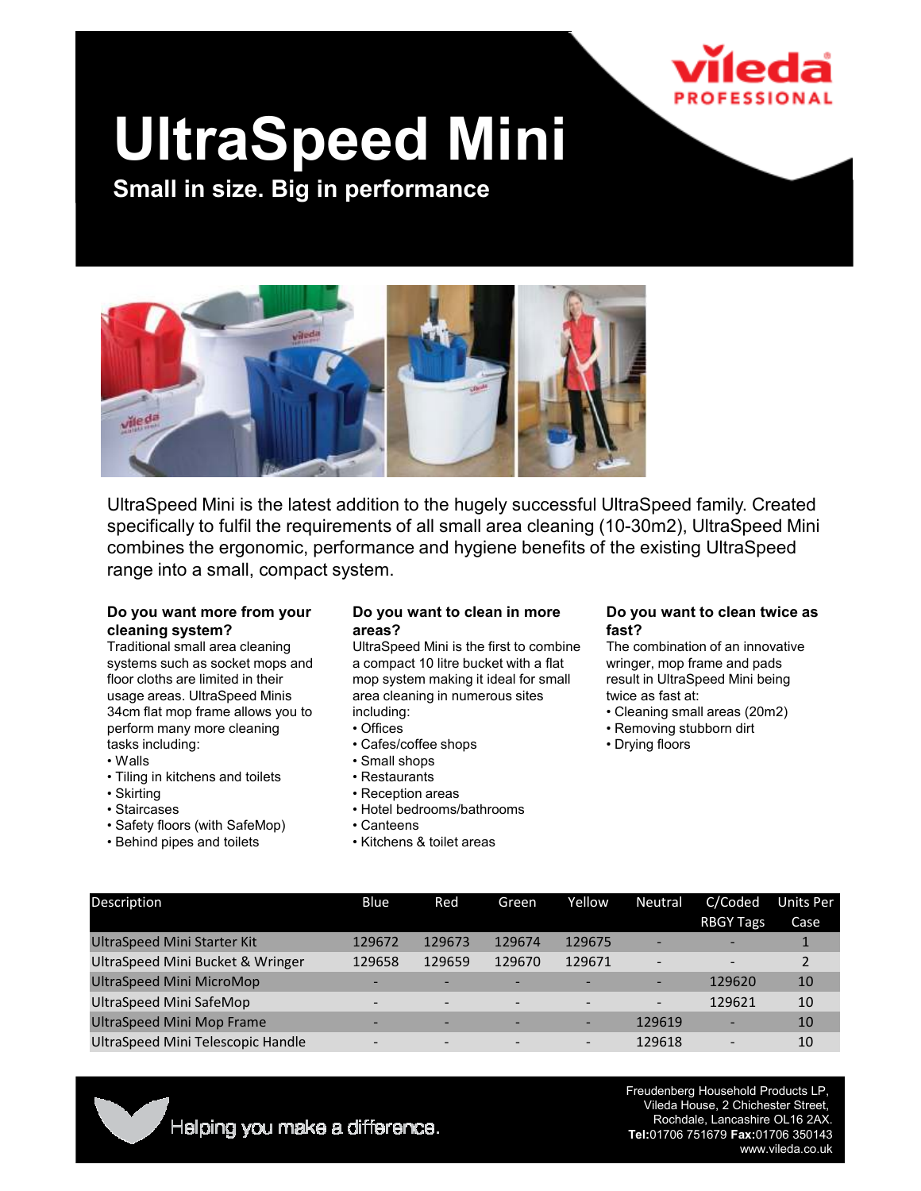vileda PROFESSIONAL

# UltraSpeed Mini

**Small in size. Big in performance**

UltraSpeed Mini is the latest addition to the hugely successful UltraSpeed family. Created specifically to fulfil the requirements of all small area cleaning (10-30m2), UltraSpeed Mini combines the ergonomic, performance and hygiene benefits of the existing UltraSpeed range into a small, compact system.

### Do you want more from your cleaning system?

Traditional small area cleaning systems such as socket mops and floor cloths are limited in their usage areas. UltraSpeed Minis 34cm flat mop frame allows you to perform many more cleaning tasks including:

- Walls
- Tiling in kitchens and toilets
- Skirting
- Staircases
- Safety floors (with SafeMop)
- Behind pipes and toilets

### Do you want to clean in more areas?

UltraSpeed Mini is the first to combine a compact 10 litre bucket with a flat mop system making it ideal for small area cleaning in numerous sites including:

- Offices
- Cafes/coffee shops
- Small shops
- Restaurants
- Reception areas
- Hotel bedrooms/bathrooms
- Canteens
- Kitchens & toilet areas

### Do you want to clean twice as fast?

The combination of an innovative wringer, mop frame and pads result in UltraSpeed Mini being twice as fast at:

- Cleaning small areas (20m2)
- Removing stubborn dirt
- Drying floors

| Description | Blue | Red | Green | Yellow | Neutral | C/Coded RBGY Tags | Units Per Case |
|---|---|---|---|---|---|---|---|
| UltraSpeed Mini Starter Kit | 129672 | 129673 | 129674 | 129675 | - | - | 1 |
| UltraSpeed Mini Bucket & Wringer | 129658 | 129659 | 129670 | 129671 | - | - | 2 |
| UltraSpeed Mini MicroMop | - | - | - | - | - | 129620 | 10 |
| UltraSpeed Mini SafeMop | - | - | - | - | - | 129621 | 10 |
| UltraSpeed Mini Mop Frame | - | - | - | - | 129619 | - | 10 |
| UltraSpeed Mini Telescopic Handle | - | - | - | - | 129618 | - | 10 |

Helping you make a difference.

Freudenberg Household Products LP,
Vileda House, 2 Chichester Street,
Rochdale, Lancashire OL16 2AX.
**Tel:**01706 751679 **Fax:**01706 350143
www.vileda.co.uk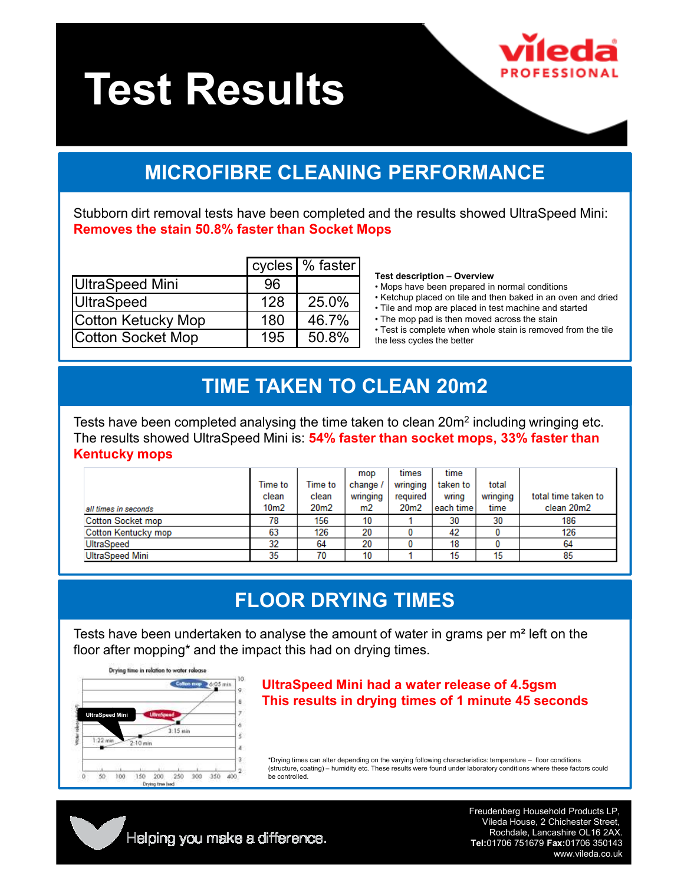# Test Results

vileda PROFESSIONAL

## MICROFIBRE CLEANING PERFORMANCE

Stubborn dirt removal tests have been completed and the results showed UltraSpeed Mini:
**Removes the stain 50.8% faster than Socket Mops**

| | cycles | % faster |
|---|---|---|
| UltraSpeed Mini | 96 | |
| UltraSpeed | 128 | 25.0% |
| Cotton Ketucky Mop | 180 | 46.7% |
| Cotton Socket Mop | 195 | 50.8% |

**Test description – Overview**

- Mops have been prepared in normal conditions
- Ketchup placed on tile and then baked in an oven and dried
- Tile and mop are placed in test machine and started
- The mop pad is then moved across the stain
- Test is complete when whole stain is removed from the tile the less cycles the better

## TIME TAKEN TO CLEAN 20m2

Tests have been completed analysing the time taken to clean $20m^2$ including wringing etc. The results showed UltraSpeed Mini is: **54% faster than socket mops, 33% faster than Kentucky mops**

| *all times in seconds* | Time to clean 10m2 | Time to clean 20m2 | mop change / wringing m2 | times wringing required 20m2 | time taken to wring each time | total wringing time | total time taken to clean 20m2 |
|---|---|---|---|---|---|---|---|
| Cotton Socket mop | 78 | 156 | 10 | 1 | 30 | 30 | 186 |
| Cotton Kentucky mop | 63 | 126 | 20 | 0 | 42 | 0 | 126 |
| UltraSpeed | 32 | 64 | 20 | 0 | 18 | 0 | 64 |
| UltraSpeed Mini | 35 | 70 | 10 | 1 | 15 | 15 | 85 |

## FLOOR DRYING TIMES

Tests have been undertaken to analyse the amount of water in grams per m² left on the floor after mopping* and the impact this had on drying times.

Drying time in relation to water release

Cotton mop 6:05 min
UltraSpeed Mini
UltraSpeed
3:15 min
1:22 min
2:10 min
Water release (g/m²)
10 9 8 7 6 5 4 3 2
0 50 100 150 200 250 300 350 400
Drying time (sec)

**UltraSpeed Mini had a water release of 4.5gsm**
**This results in drying times of 1 minute 45 seconds**

*Drying times can alter depending on the varying following characteristics: temperature – floor conditions (structure, coating) – humidity etc. These results were found under laboratory conditions where these factors could be controlled.

Helping you make a difference.

Freudenberg Household Products LP,
Vileda House, 2 Chichester Street,
Rochdale, Lancashire OL16 2AX.
**Tel:**01706 751679 **Fax:**01706 350143
www.vileda.co.uk